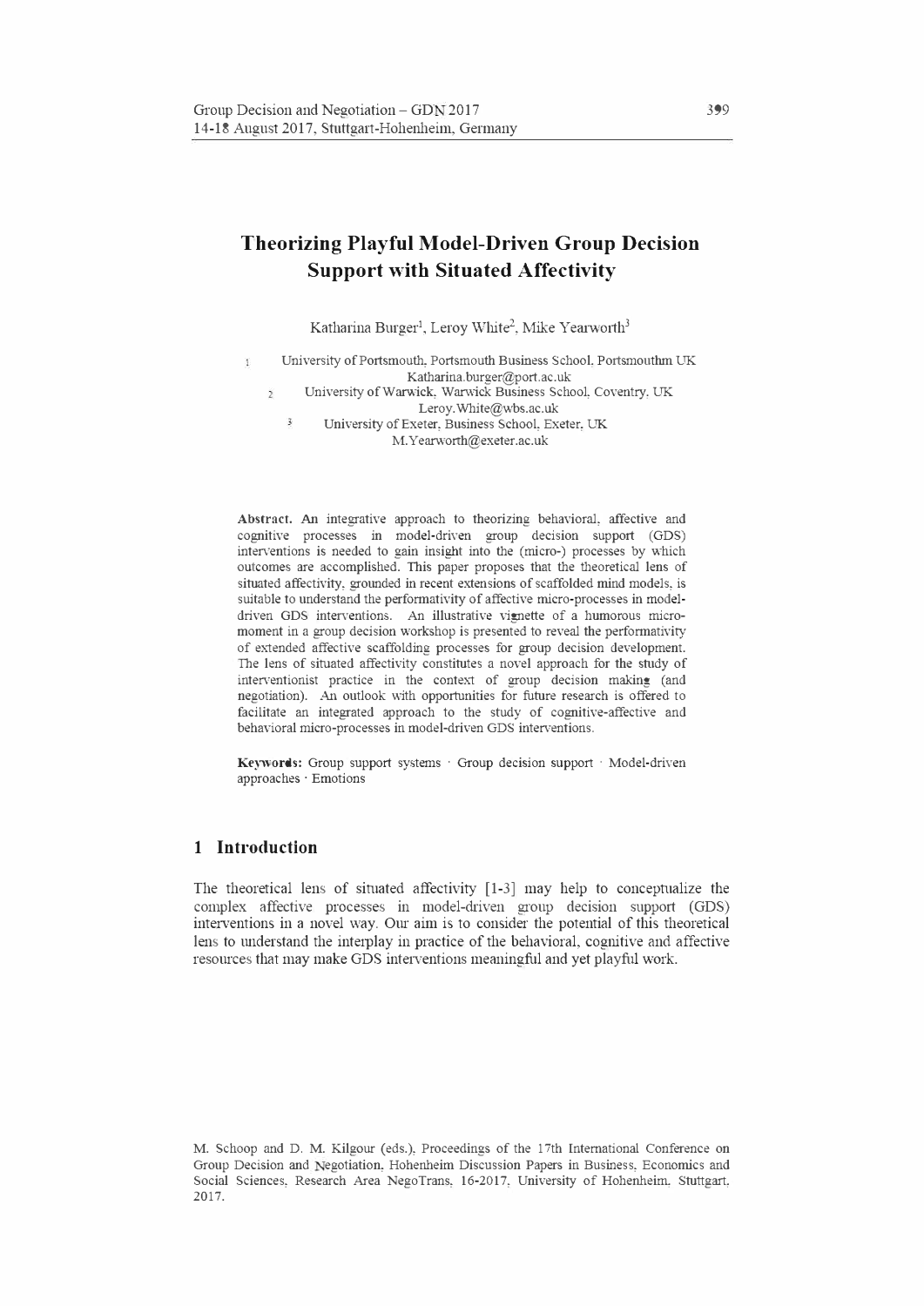# Theorizing Playful Model-Driven Group Decision Support with Situated Affectivity

Katharina Burger[1], Leroy White[2], Mike Yearworth[3]

[1] University of Portsmouth, Portsmouth Business School, Portsmouthm UK
Katharina.burger@port.ac.uk

[2] University of Warwick, Warwick Business School, Coventry, UK
Leroy.White@wbs.ac.uk

[3] University of Exeter, Business School, Exeter, UK
M.Yearworth@exeter.ac.uk

**Abstract.** An integrative approach to theorizing behavioral, affective and cognitive processes in model-driven group decision support (GDS) interventions is needed to gain insight into the (micro-) processes by which outcomes are accomplished. This paper proposes that the theoretical lens of situated affectivity, grounded in recent extensions of scaffolded mind models, is suitable to understand the performativity of affective micro-processes in model-driven GDS interventions. An illustrative vignette of a humorous micro-moment in a group decision workshop is presented to reveal the performativity of extended affective scaffolding processes for group decision development. The lens of situated affectivity constitutes a novel approach for the study of interventionist practice in the context of group decision making (and negotiation). An outlook with opportunities for future research is offered to facilitate an integrated approach to the study of cognitive-affective and behavioral micro-processes in model-driven GDS interventions.

**Keywords:** Group support systems · Group decision support · Model-driven approaches · Emotions

## 1 Introduction

The theoretical lens of situated affectivity [1-3] may help to conceptualize the complex affective processes in model-driven group decision support (GDS) interventions in a novel way. Our aim is to consider the potential of this theoretical lens to understand the interplay in practice of the behavioral, cognitive and affective resources that may make GDS interventions meaningful and yet playful work.

M. Schoop and D. M. Kilgour (eds.), Proceedings of the 17th International Conference on Group Decision and Negotiation, Hohenheim Discussion Papers in Business, Economics and Social Sciences, Research Area NegoTrans, 16-2017, University of Hohenheim, Stuttgart, 2017.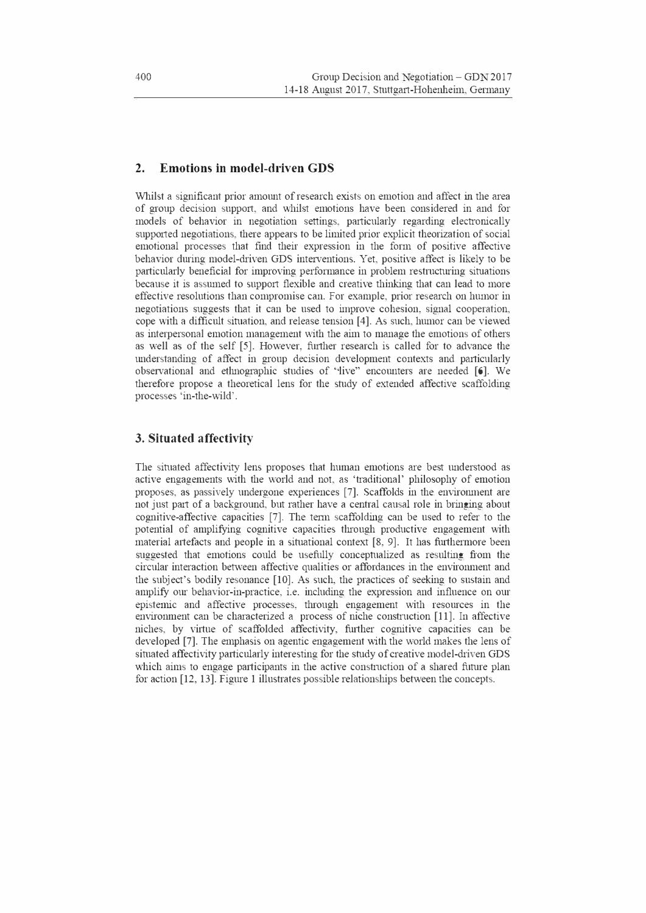## 2. Emotions in model-driven GDS

Whilst a significant prior amount of research exists on emotion and affect in the area of group decision support, and whilst emotions have been considered in and for models of behavior in negotiation settings, particularly regarding electronically supported negotiations, there appears to be limited prior explicit theorization of social emotional processes that find their expression in the form of positive affective behavior during model-driven GDS interventions. Yet, positive affect is likely to be particularly beneficial for improving performance in problem restructuring situations because it is assumed to support flexible and creative thinking that can lead to more effective resolutions than compromise can. For example, prior research on humor in negotiations suggests that it can be used to improve cohesion, signal cooperation, cope with a difficult situation, and release tension [4]. As such, humor can be viewed as interpersonal emotion management with the aim to manage the emotions of others as well as of the self [5]. However, further research is called for to advance the understanding of affect in group decision development contexts and particularly observational and ethnographic studies of "live" encounters are needed [6]. We therefore propose a theoretical lens for the study of extended affective scaffolding processes 'in-the-wild'.

## 3. Situated affectivity

The situated affectivity lens proposes that human emotions are best understood as active engagements with the world and not, as 'traditional' philosophy of emotion proposes, as passively undergone experiences [7]. Scaffolds in the environment are not just part of a background, but rather have a central causal role in bringing about cognitive-affective capacities [7]. The term scaffolding can be used to refer to the potential of amplifying cognitive capacities through productive engagement with material artefacts and people in a situational context [8, 9]. It has furthermore been suggested that emotions could be usefully conceptualized as resulting from the circular interaction between affective qualities or affordances in the environment and the subject's bodily resonance [10]. As such, the practices of seeking to sustain and amplify our behavior-in-practice, i.e. including the expression and influence on our epistemic and affective processes, through engagement with resources in the environment can be characterized a process of niche construction [11]. In affective niches, by virtue of scaffolded affectivity, further cognitive capacities can be developed [7]. The emphasis on agentic engagement with the world makes the lens of situated affectivity particularly interesting for the study of creative model-driven GDS which aims to engage participants in the active construction of a shared future plan for action [12, 13]. Figure 1 illustrates possible relationships between the concepts.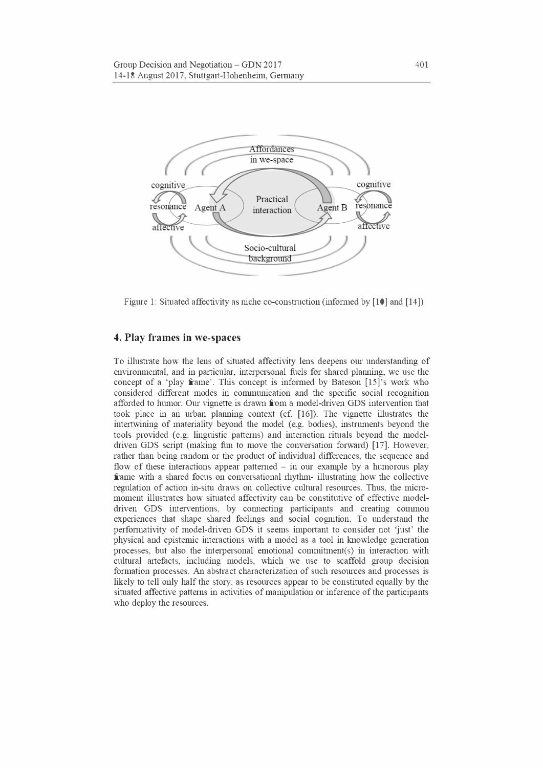Figure 1: Situated affectivity as niche co-construction (informed by [10] and [14])

## 4. Play frames in we-spaces

To illustrate how the lens of situated affectivity lens deepens our understanding of environmental, and in particular, interpersonal fuels for shared planning, we use the concept of a 'play frame'. This concept is informed by Bateson [15]'s work who considered different modes in communication and the specific social recognition afforded to humor. Our vignette is drawn from a model-driven GDS intervention that took place in an urban planning context (cf. [16]). The vignette illustrates the intertwining of materiality beyond the model (e.g. bodies), instruments beyond the tools provided (e.g. linguistic patterns) and interaction rituals beyond the model-driven GDS script (making fun to move the conversation forward) [17]. However, rather than being random or the product of individual differences, the sequence and flow of these interactions appear patterned – in our example by a humorous play frame with a shared focus on conversational rhythm- illustrating how the collective regulation of action in-situ draws on collective cultural resources. Thus, the micro-moment illustrates how situated affectivity can be constitutive of effective model-driven GDS interventions, by connecting participants and creating common experiences that shape shared feelings and social cognition. To understand the performativity of model-driven GDS it seems important to consider not 'just' the physical and epistemic interactions with a model as a tool in knowledge generation processes, but also the interpersonal emotional commitment(s) in interaction with cultural artefacts, including models, which we use to scaffold group decision formation processes. An abstract characterization of such resources and processes is likely to tell only half the story, as resources appear to be constituted equally by the situated affective patterns in activities of manipulation or inference of the participants who deploy the resources.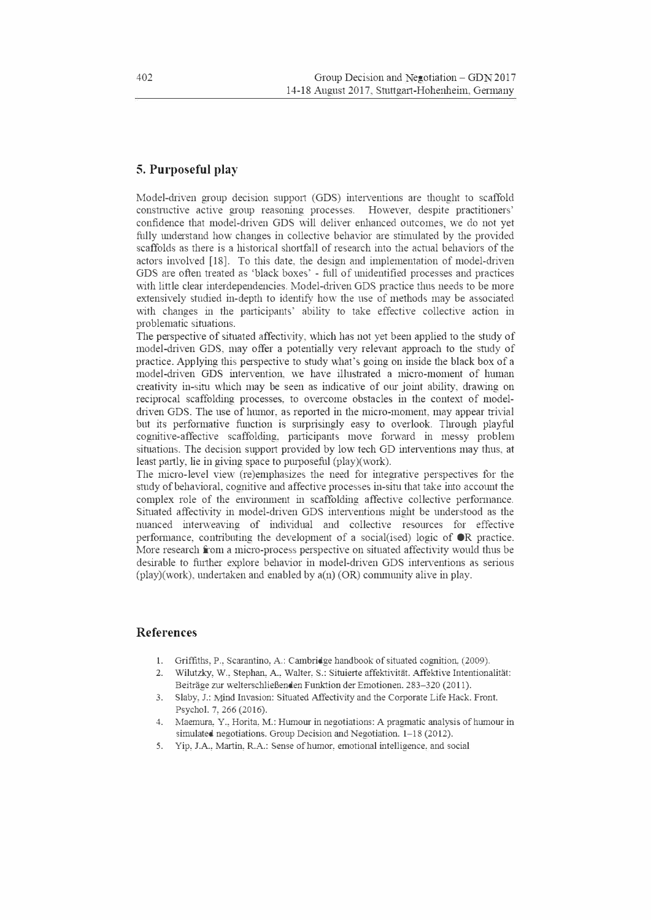## 5. Purposeful play

Model-driven group decision support (GDS) interventions are thought to scaffold constructive active group reasoning processes. However, despite practitioners' confidence that model-driven GDS will deliver enhanced outcomes, we do not yet fully understand how changes in collective behavior are stimulated by the provided scaffolds as there is a historical shortfall of research into the actual behaviors of the actors involved [18]. To this date, the design and implementation of model-driven GDS are often treated as 'black boxes' - full of unidentified processes and practices with little clear interdependencies. Model-driven GDS practice thus needs to be more extensively studied in-depth to identify how the use of methods may be associated with changes in the participants' ability to take effective collective action in problematic situations.

The perspective of situated affectivity, which has not yet been applied to the study of model-driven GDS, may offer a potentially very relevant approach to the study of practice. Applying this perspective to study what's going on inside the black box of a model-driven GDS intervention, we have illustrated a micro-moment of human creativity in-situ which may be seen as indicative of our joint ability, drawing on reciprocal scaffolding processes, to overcome obstacles in the context of model-driven GDS. The use of humor, as reported in the micro-moment, may appear trivial but its performative function is surprisingly easy to overlook. Through playful cognitive-affective scaffolding, participants move forward in messy problem situations. The decision support provided by low tech GD interventions may thus, at least partly, lie in giving space to purposeful (play)(work).

The micro-level view (re)emphasizes the need for integrative perspectives for the study of behavioral, cognitive and affective processes in-situ that take into account the complex role of the environment in scaffolding affective collective performance. Situated affectivity in model-driven GDS interventions might be understood as the nuanced interweaving of individual and collective resources for effective performance, contributing the development of a social(ised) logic of OR practice. More research from a micro-process perspective on situated affectivity would thus be desirable to further explore behavior in model-driven GDS interventions as serious (play)(work), undertaken and enabled by a(n) (OR) community alive in play.

## References

1. Griffiths, P., Scarantino, A.: Cambridge handbook of situated cognition. (2009).
2. Wilutzky, W., Stephan, A., Walter, S.: Situierte affektivität. Affektive Intentionalität: Beiträge zur welterschließenden Funktion der Emotionen. 283–320 (2011).
3. Slaby, J.: Mind Invasion: Situated Affectivity and the Corporate Life Hack. Front. Psychol. 7, 266 (2016).
4. Maemura, Y., Horita, M.: Humour in negotiations: A pragmatic analysis of humour in simulated negotiations. Group Decision and Negotiation. 1–18 (2012).
5. Yip, J.A., Martin, R.A.: Sense of humor, emotional intelligence, and social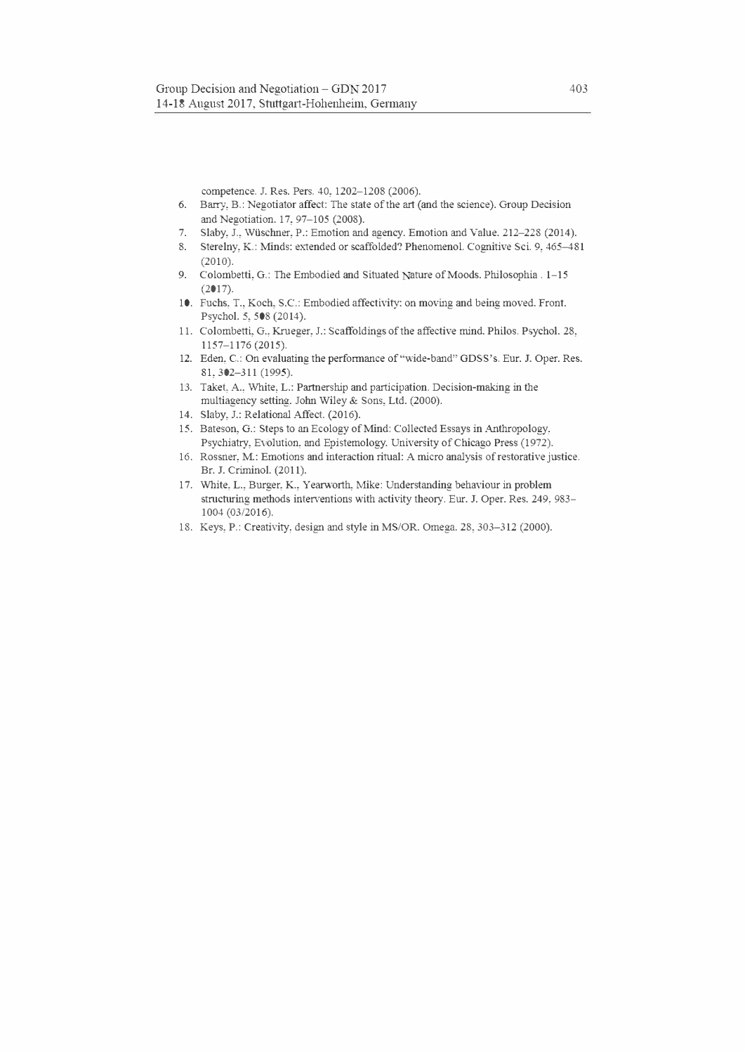competence. J. Res. Pers. 40, 1202–1208 (2006).

6. Barry, B.: Negotiator affect: The state of the art (and the science). Group Decision and Negotiation. 17, 97–105 (2008).
7. Slaby, J., Wüschner, P.: Emotion and agency. Emotion and Value. 212–228 (2014).
8. Sterelny, K.: Minds: extended or scaffolded? Phenomenol. Cognitive Sci. 9, 465–481 (2010).
9. Colombetti, G.: The Embodied and Situated Nature of Moods. Philosophia . 1–15 (2017).
10. Fuchs, T., Koch, S.C.: Embodied affectivity: on moving and being moved. Front. Psychol. 5, 508 (2014).
11. Colombetti, G., Krueger, J.: Scaffoldings of the affective mind. Philos. Psychol. 28, 1157–1176 (2015).
12. Eden, C.: On evaluating the performance of "wide-band" GDSS's. Eur. J. Oper. Res. 81, 302–311 (1995).
13. Taket, A., White, L.: Partnership and participation. Decision-making in the multiagency setting. John Wiley & Sons, Ltd. (2000).
14. Slaby, J.: Relational Affect. (2016).
15. Bateson, G.: Steps to an Ecology of Mind: Collected Essays in Anthropology, Psychiatry, Evolution, and Epistemology. University of Chicago Press (1972).
16. Rossner, M.: Emotions and interaction ritual: A micro analysis of restorative justice. Br. J. Criminol. (2011).
17. White, L., Burger, K., Yearworth, Mike: Understanding behaviour in problem structuring methods interventions with activity theory. Eur. J. Oper. Res. 249, 983–1004 (03/2016).
18. Keys, P.: Creativity, design and style in MS/OR. Omega. 28, 303–312 (2000).